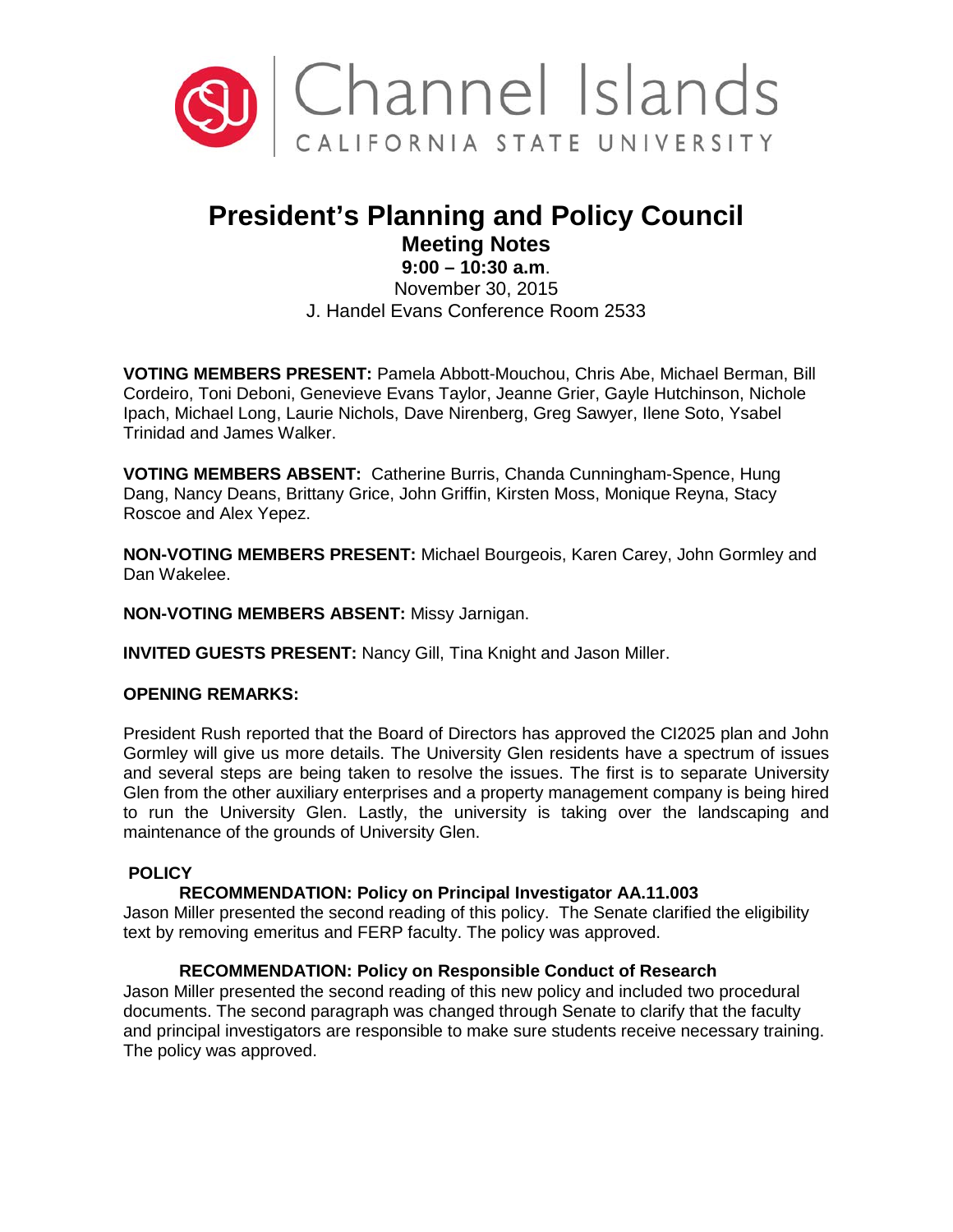Channel Islands
CALIFORNIA STATE UNIVERSITY

# President's Planning and Policy Council

## Meeting Notes

**9:00 – 10:30 a.m**.
November 30, 2015
J. Handel Evans Conference Room 2533

**VOTING MEMBERS PRESENT:** Pamela Abbott-Mouchou, Chris Abe, Michael Berman, Bill Cordeiro, Toni Deboni, Genevieve Evans Taylor, Jeanne Grier, Gayle Hutchinson, Nichole Ipach, Michael Long, Laurie Nichols, Dave Nirenberg, Greg Sawyer, Ilene Soto, Ysabel Trinidad and James Walker.

**VOTING MEMBERS ABSENT:** Catherine Burris, Chanda Cunningham-Spence, Hung Dang, Nancy Deans, Brittany Grice, John Griffin, Kirsten Moss, Monique Reyna, Stacy Roscoe and Alex Yepez.

**NON-VOTING MEMBERS PRESENT:** Michael Bourgeois, Karen Carey, John Gormley and Dan Wakelee.

**NON-VOTING MEMBERS ABSENT:** Missy Jarnigan.

**INVITED GUESTS PRESENT:** Nancy Gill, Tina Knight and Jason Miller.

**OPENING REMARKS:**

President Rush reported that the Board of Directors has approved the CI2025 plan and John Gormley will give us more details. The University Glen residents have a spectrum of issues and several steps are being taken to resolve the issues. The first is to separate University Glen from the other auxiliary enterprises and a property management company is being hired to run the University Glen. Lastly, the university is taking over the landscaping and maintenance of the grounds of University Glen.

**POLICY**

**RECOMMENDATION: Policy on Principal Investigator AA.11.003**

Jason Miller presented the second reading of this policy. The Senate clarified the eligibility text by removing emeritus and FERP faculty. The policy was approved.

**RECOMMENDATION: Policy on Responsible Conduct of Research**

Jason Miller presented the second reading of this new policy and included two procedural documents. The second paragraph was changed through Senate to clarify that the faculty and principal investigators are responsible to make sure students receive necessary training. The policy was approved.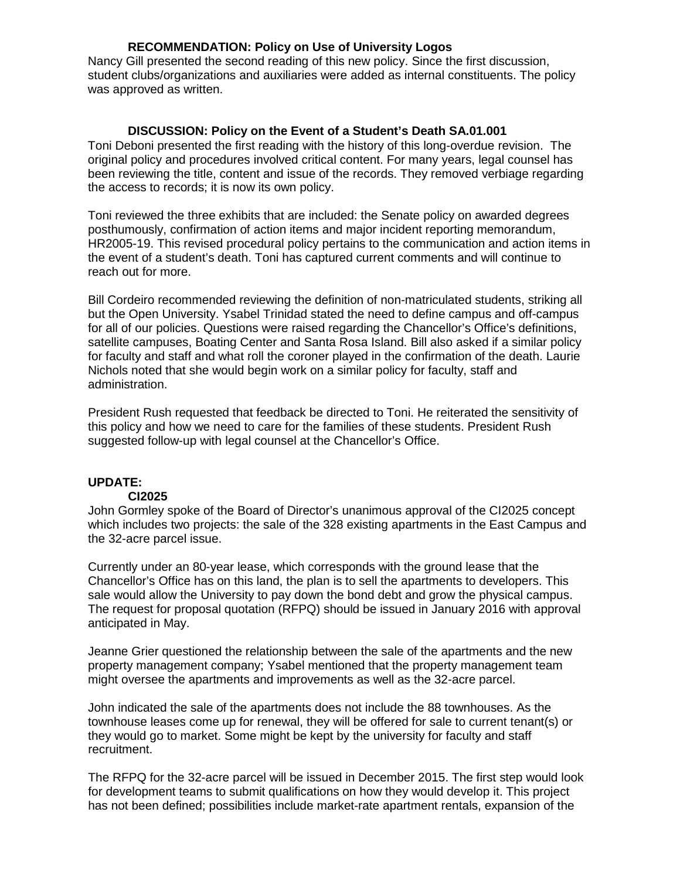### RECOMMENDATION: Policy on Use of University Logos

Nancy Gill presented the second reading of this new policy. Since the first discussion, student clubs/organizations and auxiliaries were added as internal constituents. The policy was approved as written.

### DISCUSSION: Policy on the Event of a Student's Death SA.01.001

Toni Deboni presented the first reading with the history of this long-overdue revision. The original policy and procedures involved critical content. For many years, legal counsel has been reviewing the title, content and issue of the records. They removed verbiage regarding the access to records; it is now its own policy.

Toni reviewed the three exhibits that are included: the Senate policy on awarded degrees posthumously, confirmation of action items and major incident reporting memorandum, HR2005-19. This revised procedural policy pertains to the communication and action items in the event of a student's death. Toni has captured current comments and will continue to reach out for more.

Bill Cordeiro recommended reviewing the definition of non-matriculated students, striking all but the Open University. Ysabel Trinidad stated the need to define campus and off-campus for all of our policies. Questions were raised regarding the Chancellor's Office's definitions, satellite campuses, Boating Center and Santa Rosa Island. Bill also asked if a similar policy for faculty and staff and what roll the coroner played in the confirmation of the death. Laurie Nichols noted that she would begin work on a similar policy for faculty, staff and administration.

President Rush requested that feedback be directed to Toni. He reiterated the sensitivity of this policy and how we need to care for the families of these students. President Rush suggested follow-up with legal counsel at the Chancellor's Office.

## UPDATE:

### CI2025

John Gormley spoke of the Board of Director's unanimous approval of the CI2025 concept which includes two projects: the sale of the 328 existing apartments in the East Campus and the 32-acre parcel issue.

Currently under an 80-year lease, which corresponds with the ground lease that the Chancellor's Office has on this land, the plan is to sell the apartments to developers. This sale would allow the University to pay down the bond debt and grow the physical campus. The request for proposal quotation (RFPQ) should be issued in January 2016 with approval anticipated in May.

Jeanne Grier questioned the relationship between the sale of the apartments and the new property management company; Ysabel mentioned that the property management team might oversee the apartments and improvements as well as the 32-acre parcel.

John indicated the sale of the apartments does not include the 88 townhouses. As the townhouse leases come up for renewal, they will be offered for sale to current tenant(s) or they would go to market. Some might be kept by the university for faculty and staff recruitment.

The RFPQ for the 32-acre parcel will be issued in December 2015. The first step would look for development teams to submit qualifications on how they would develop it. This project has not been defined; possibilities include market-rate apartment rentals, expansion of the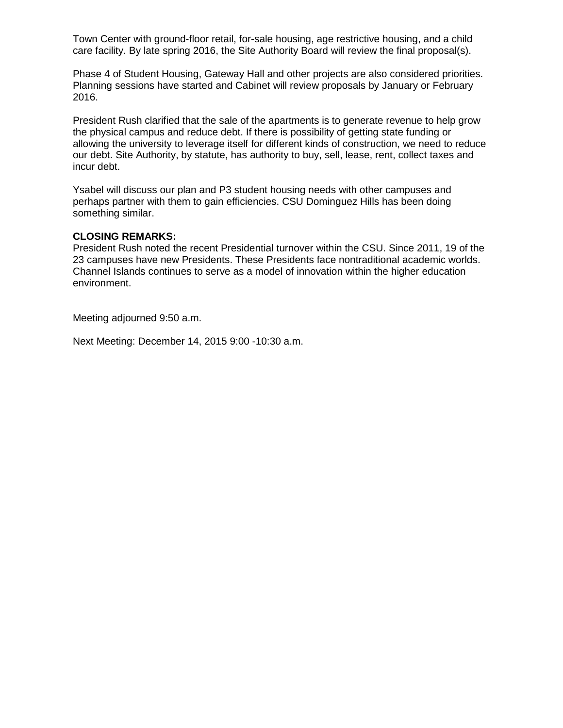Town Center with ground-floor retail, for-sale housing, age restrictive housing, and a child care facility. By late spring 2016, the Site Authority Board will review the final proposal(s).

Phase 4 of Student Housing, Gateway Hall and other projects are also considered priorities. Planning sessions have started and Cabinet will review proposals by January or February 2016.

President Rush clarified that the sale of the apartments is to generate revenue to help grow the physical campus and reduce debt. If there is possibility of getting state funding or allowing the university to leverage itself for different kinds of construction, we need to reduce our debt. Site Authority, by statute, has authority to buy, sell, lease, rent, collect taxes and incur debt.

Ysabel will discuss our plan and P3 student housing needs with other campuses and perhaps partner with them to gain efficiencies. CSU Dominguez Hills has been doing something similar.

**CLOSING REMARKS:**
President Rush noted the recent Presidential turnover within the CSU. Since 2011, 19 of the 23 campuses have new Presidents. These Presidents face nontraditional academic worlds. Channel Islands continues to serve as a model of innovation within the higher education environment.

Meeting adjourned 9:50 a.m.

Next Meeting: December 14, 2015 9:00 -10:30 a.m.